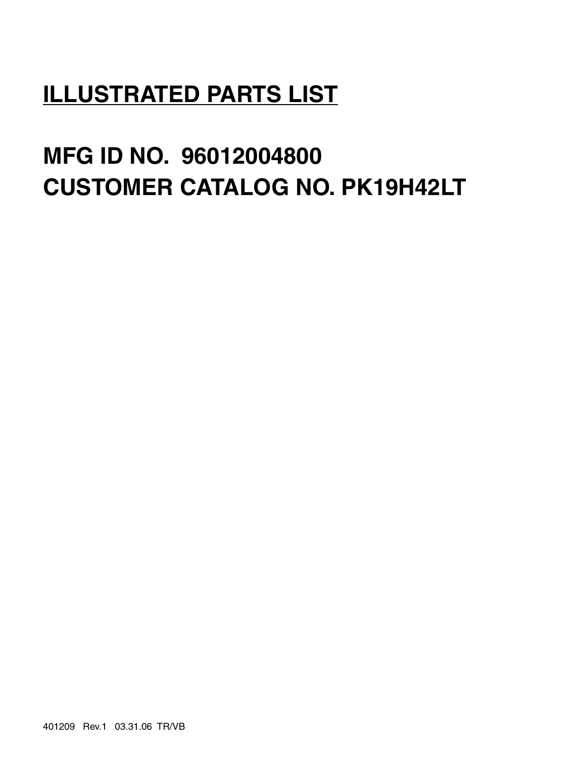# ILLUSTRATED PARTS LIST

## MFG ID NO. 96012004800
## CUSTOMER CATALOG NO. PK19H42LT

401209 Rev.1 03.31.06 TR/VB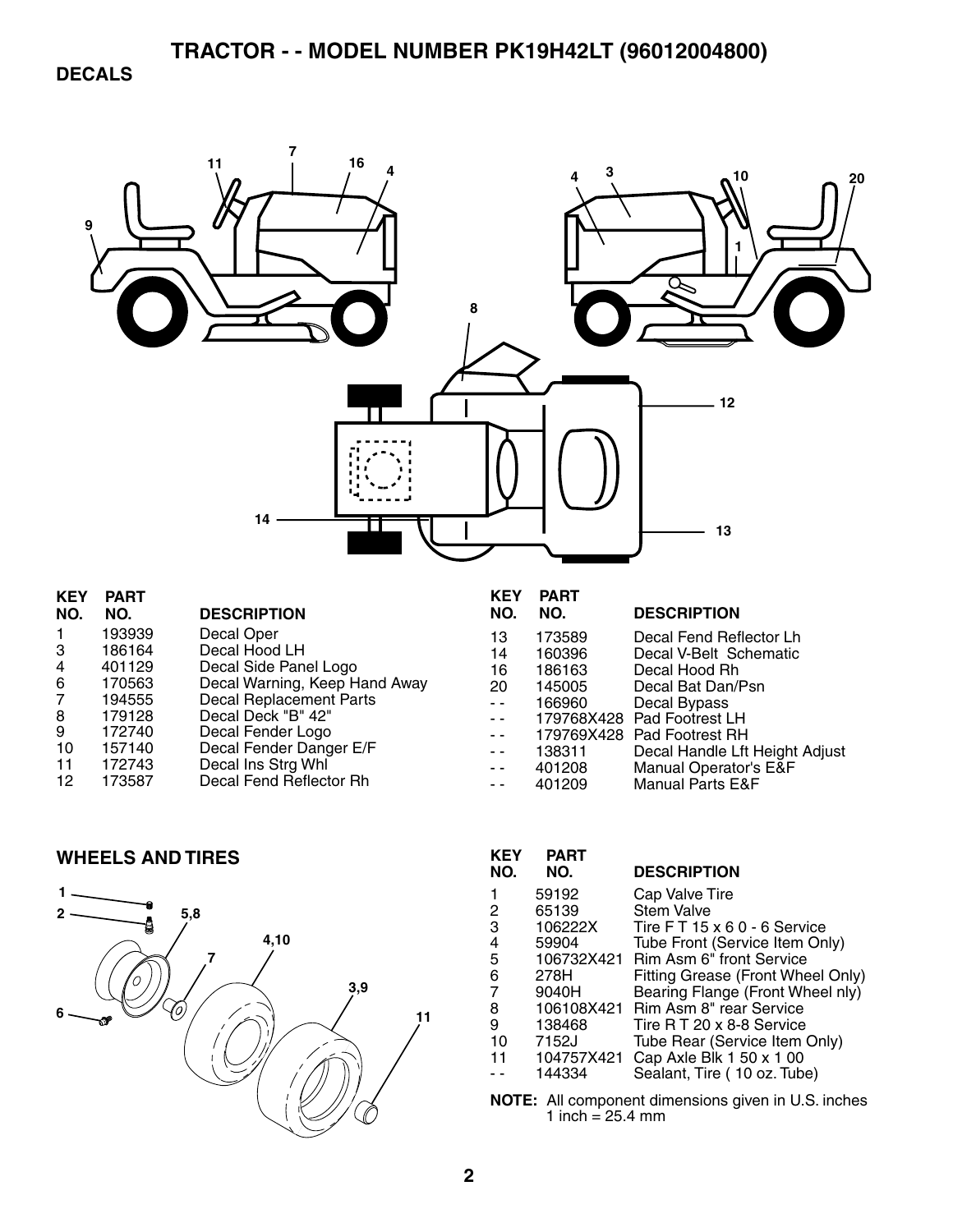# TRACTOR - - MODEL NUMBER PK19H42LT (96012004800)

## DECALS

| KEY NO. | PART NO. | DESCRIPTION |
|---|---|---|
| 1 | 193939 | Decal Oper |
| 3 | 186164 | Decal Hood LH |
| 4 | 401129 | Decal Side Panel Logo |
| 6 | 170563 | Decal Warning, Keep Hand Away |
| 7 | 194555 | Decal Replacement Parts |
| 8 | 179128 | Decal Deck "B" 42" |
| 9 | 172740 | Decal Fender Logo |
| 10 | 157140 | Decal Fender Danger E/F |
| 11 | 172743 | Decal Ins Strg Whl |
| 12 | 173587 | Decal Fend Reflector Rh |
| 13 | 173589 | Decal Fend Reflector Lh |
| 14 | 160396 | Decal V-Belt Schematic |
| 16 | 186163 | Decal Hood Rh |
| 20 | 145005 | Decal Bat Dan/Psn |
| - - | 166960 | Decal Bypass |
| - - | 179768X428 | Pad Footrest LH |
| - - | 179769X428 | Pad Footrest RH |
| - - | 138311 | Decal Handle Lft Height Adjust |
| - - | 401208 | Manual Operator's E&F |
| - - | 401209 | Manual Parts E&F |

## WHEELS AND TIRES

| KEY NO. | PART NO. | DESCRIPTION |
|---|---|---|
| 1 | 59192 | Cap Valve Tire |
| 2 | 65139 | Stem Valve |
| 3 | 106222X | Tire F T 15 x 6 0 - 6 Service |
| 4 | 59904 | Tube Front (Service Item Only) |
| 5 | 106732X421 | Rim Asm 6" front Service |
| 6 | 278H | Fitting Grease (Front Wheel Only) |
| 7 | 9040H | Bearing Flange (Front Wheel nly) |
| 8 | 106108X421 | Rim Asm 8" rear Service |
| 9 | 138468 | Tire R T 20 x 8-8 Service |
| 10 | 7152J | Tube Rear (Service Item Only) |
| 11 | 104757X421 | Cap Axle Blk 1 50 x 1 00 |
| - - | 144334 | Sealant, Tire ( 10 oz. Tube) |

**NOTE:** All component dimensions given in U.S. inches 1 inch = 25.4 mm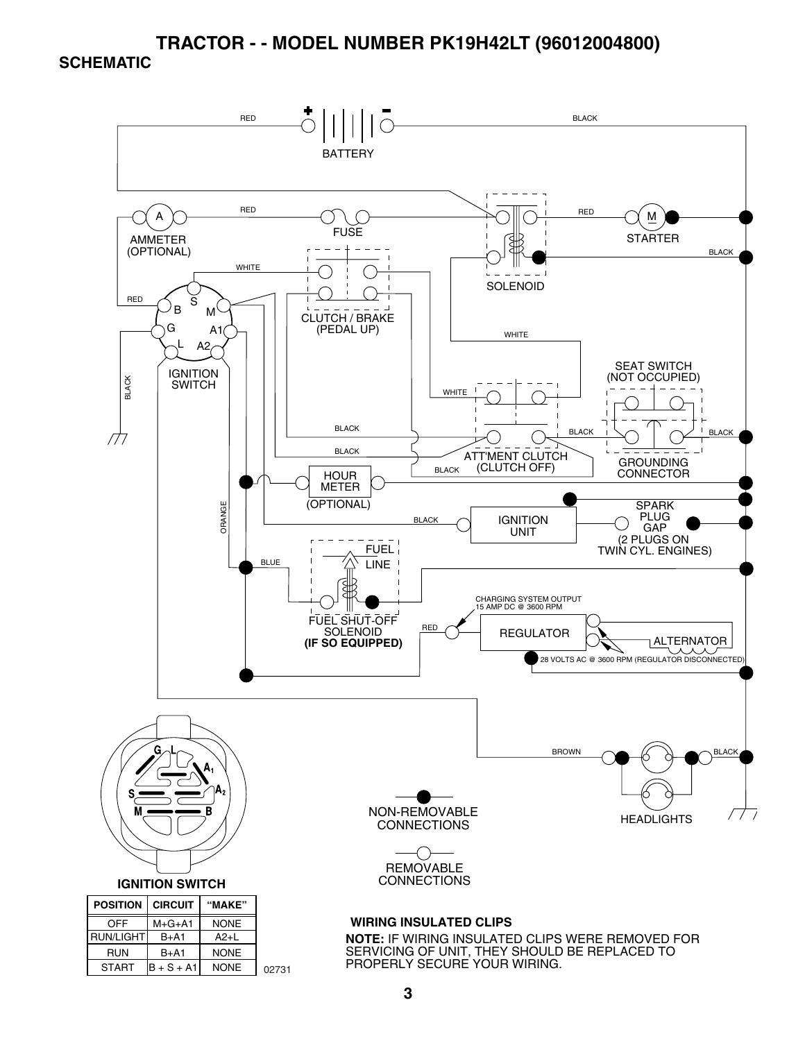# TRACTOR - - MODEL NUMBER PK19H42LT (96012004800)

## SCHEMATIC

BATTERY

RED

BLACK

AMMETER (OPTIONAL)

FUSE

SOLENOID

STARTER

IGNITION SWITCH

CLUTCH / BRAKE (PEDAL UP)

SEAT SWITCH (NOT OCCUPIED)

ATT'MENT CLUTCH (CLUTCH OFF)

GROUNDING CONNECTOR

HOUR METER (OPTIONAL)

IGNITION UNIT

SPARK PLUG GAP (2 PLUGS ON TWIN CYL. ENGINES)

FUEL LINE

FUEL SHUT-OFF SOLENOID **(IF SO EQUIPPED)**

CHARGING SYSTEM OUTPUT 15 AMP DC @ 3600 RPM

REGULATOR

ALTERNATOR

28 VOLTS AC @ 3600 RPM (REGULATOR DISCONNECTED)

HEADLIGHTS

NON-REMOVABLE CONNECTIONS

REMOVABLE CONNECTIONS

**IGNITION SWITCH**

| POSITION | CIRCUIT | "MAKE" |
|---|---|---|
| OFF | M+G+A1 | NONE |
| RUN/LIGHT | B+A1 | A2+L |
| RUN | B+A1 | NONE |
| START | B + S + A1 | NONE |

02731

**WIRING INSULATED CLIPS**

**NOTE:** IF WIRING INSULATED CLIPS WERE REMOVED FOR SERVICING OF UNIT, THEY SHOULD BE REPLACED TO PROPERLY SECURE YOUR WIRING.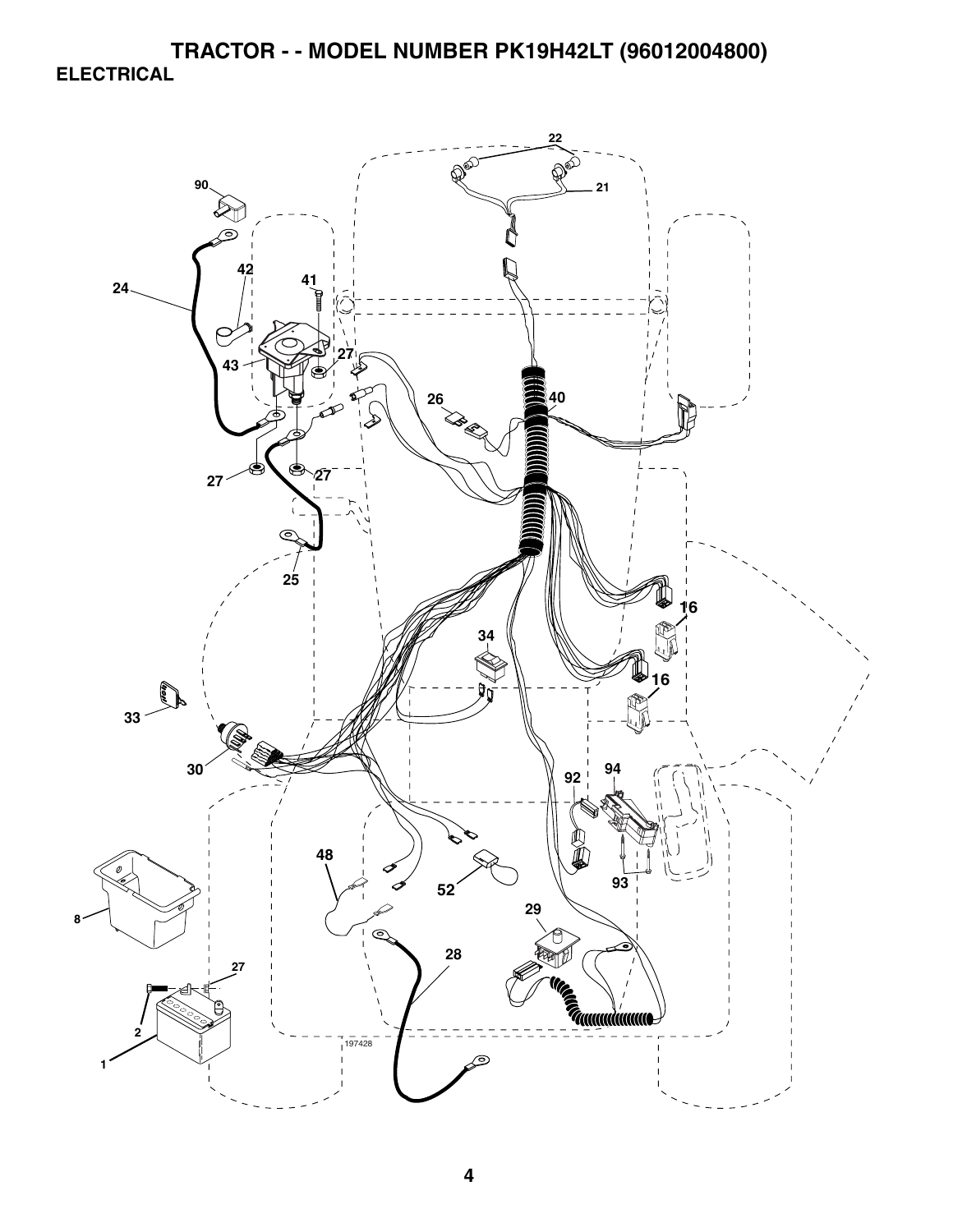# TRACTOR - - MODEL NUMBER PK19H42LT (96012004800)

## ELECTRICAL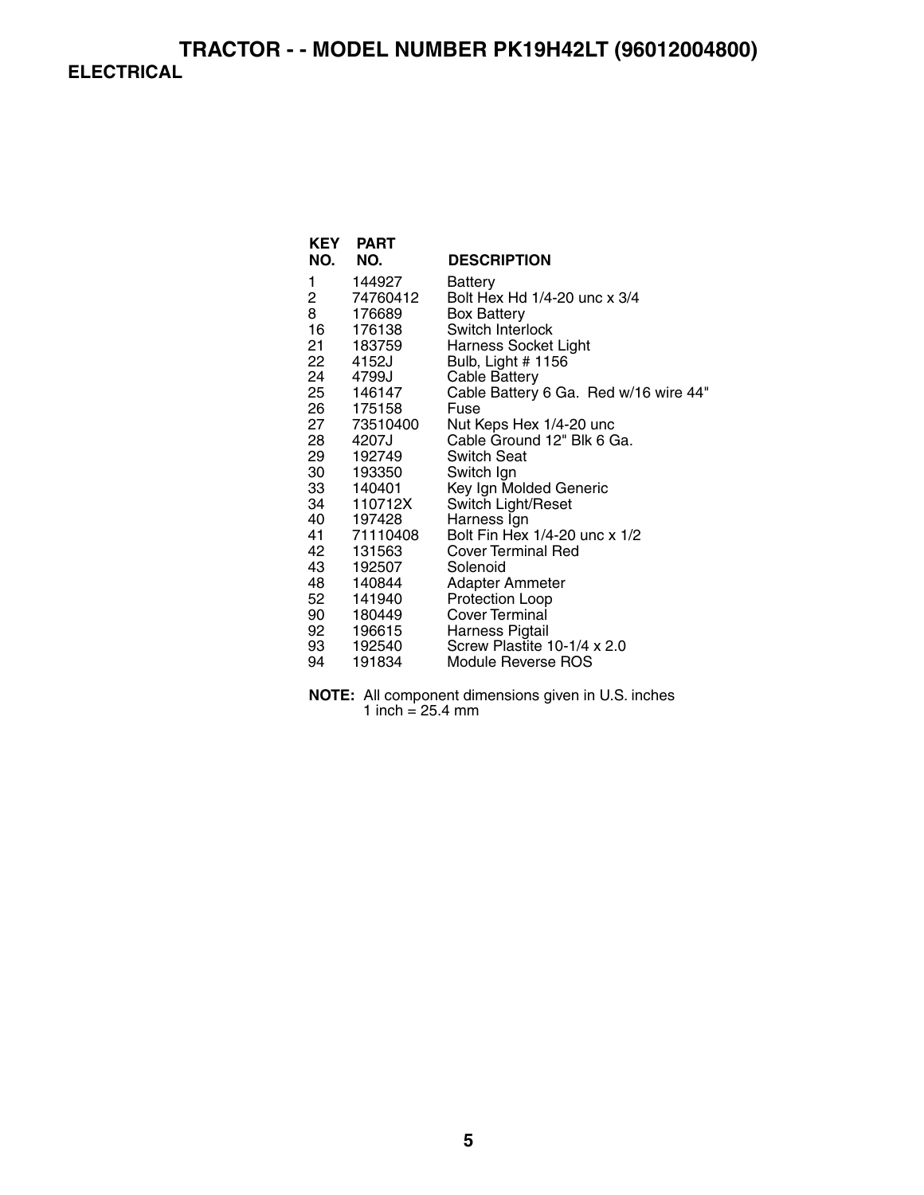# TRACTOR - - MODEL NUMBER PK19H42LT (96012004800)

## ELECTRICAL

| KEY NO. | PART NO. | DESCRIPTION |
|---|---|---|
| 1 | 144927 | Battery |
| 2 | 74760412 | Bolt Hex Hd 1/4-20 unc x 3/4 |
| 8 | 176689 | Box Battery |
| 16 | 176138 | Switch Interlock |
| 21 | 183759 | Harness Socket Light |
| 22 | 4152J | Bulb, Light # 1156 |
| 24 | 4799J | Cable Battery |
| 25 | 146147 | Cable Battery 6 Ga. Red w/16 wire 44" |
| 26 | 175158 | Fuse |
| 27 | 73510400 | Nut Keps Hex 1/4-20 unc |
| 28 | 4207J | Cable Ground 12" Blk 6 Ga. |
| 29 | 192749 | Switch Seat |
| 30 | 193350 | Switch Ign |
| 33 | 140401 | Key Ign Molded Generic |
| 34 | 110712X | Switch Light/Reset |
| 40 | 197428 | Harness Ign |
| 41 | 71110408 | Bolt Fin Hex 1/4-20 unc x 1/2 |
| 42 | 131563 | Cover Terminal Red |
| 43 | 192507 | Solenoid |
| 48 | 140844 | Adapter Ammeter |
| 52 | 141940 | Protection Loop |
| 90 | 180449 | Cover Terminal |
| 92 | 196615 | Harness Pigtail |
| 93 | 192540 | Screw Plastite 10-1/4 x 2.0 |
| 94 | 191834 | Module Reverse ROS |

**NOTE:** All component dimensions given in U.S. inches
1 inch = 25.4 mm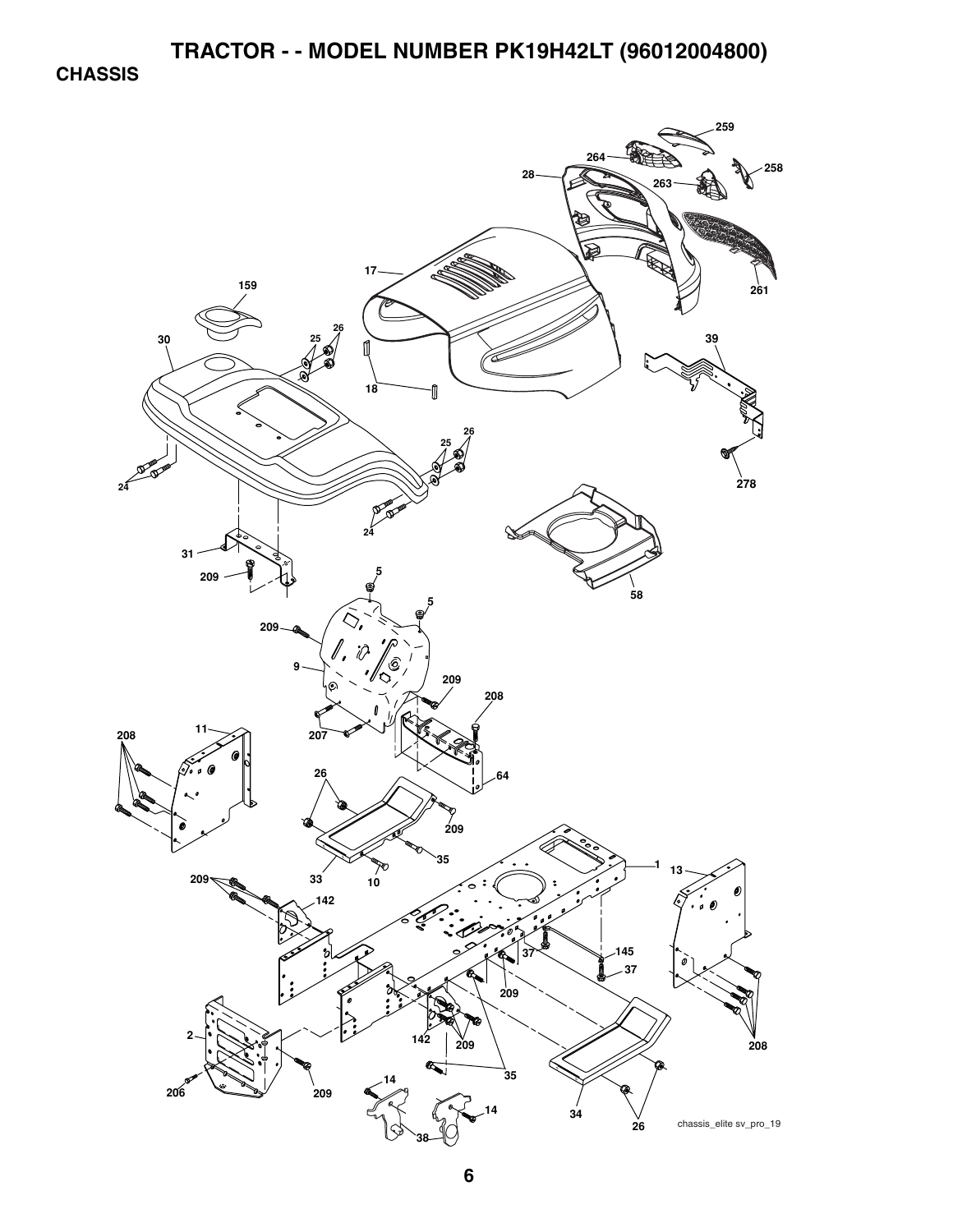# TRACTOR - - MODEL NUMBER PK19H42LT (96012004800)

## CHASSIS

chassis_elite sv_pro_19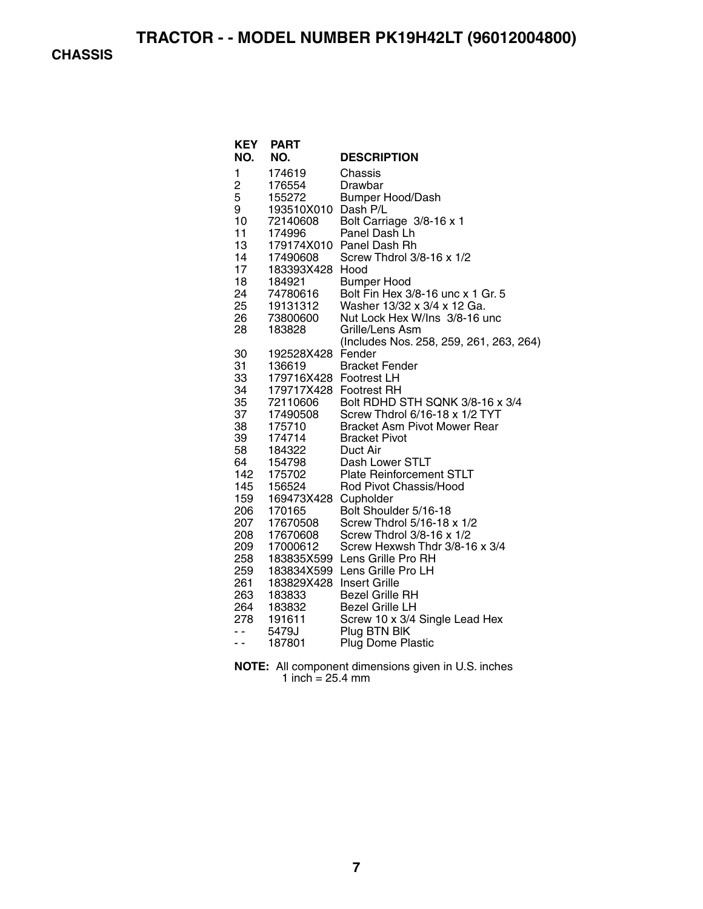# TRACTOR - - MODEL NUMBER PK19H42LT (96012004800)

## CHASSIS

| KEY NO. | PART NO. | DESCRIPTION |
|---|---|---|
| 1 | 174619 | Chassis |
| 2 | 176554 | Drawbar |
| 5 | 155272 | Bumper Hood/Dash |
| 9 | 193510X010 | Dash P/L |
| 10 | 72140608 | Bolt Carriage 3/8-16 x 1 |
| 11 | 174996 | Panel Dash Lh |
| 13 | 179174X010 | Panel Dash Rh |
| 14 | 17490608 | Screw Thdrol 3/8-16 x 1/2 |
| 17 | 183393X428 | Hood |
| 18 | 184921 | Bumper Hood |
| 24 | 74780616 | Bolt Fin Hex 3/8-16 unc x 1 Gr. 5 |
| 25 | 19131312 | Washer 13/32 x 3/4 x 12 Ga. |
| 26 | 73800600 | Nut Lock Hex W/Ins 3/8-16 unc |
| 28 | 183828 | Grille/Lens Asm (Includes Nos. 258, 259, 261, 263, 264) |
| 30 | 192528X428 | Fender |
| 31 | 136619 | Bracket Fender |
| 33 | 179716X428 | Footrest LH |
| 34 | 179717X428 | Footrest RH |
| 35 | 72110606 | Bolt RDHD STH SQNK 3/8-16 x 3/4 |
| 37 | 17490508 | Screw Thdrol 6/16-18 x 1/2 TYT |
| 38 | 175710 | Bracket Asm Pivot Mower Rear |
| 39 | 174714 | Bracket Pivot |
| 58 | 184322 | Duct Air |
| 64 | 154798 | Dash Lower STLT |
| 142 | 175702 | Plate Reinforcement STLT |
| 145 | 156524 | Rod Pivot Chassis/Hood |
| 159 | 169473X428 | Cupholder |
| 206 | 170165 | Bolt Shoulder 5/16-18 |
| 207 | 17670508 | Screw Thdrol 5/16-18 x 1/2 |
| 208 | 17670608 | Screw Thdrol 3/8-16 x 1/2 |
| 209 | 17000612 | Screw Hexwsh Thdr 3/8-16 x 3/4 |
| 258 | 183835X599 | Lens Grille Pro RH |
| 259 | 183834X599 | Lens Grille Pro LH |
| 261 | 183829X428 | Insert Grille |
| 263 | 183833 | Bezel Grille RH |
| 264 | 183832 | Bezel Grille LH |
| 278 | 191611 | Screw 10 x 3/4 Single Lead Hex |
| - - | 5479J | Plug BTN BlK |
| - - | 187801 | Plug Dome Plastic |

**NOTE:** All component dimensions given in U.S. inches
1 inch = 25.4 mm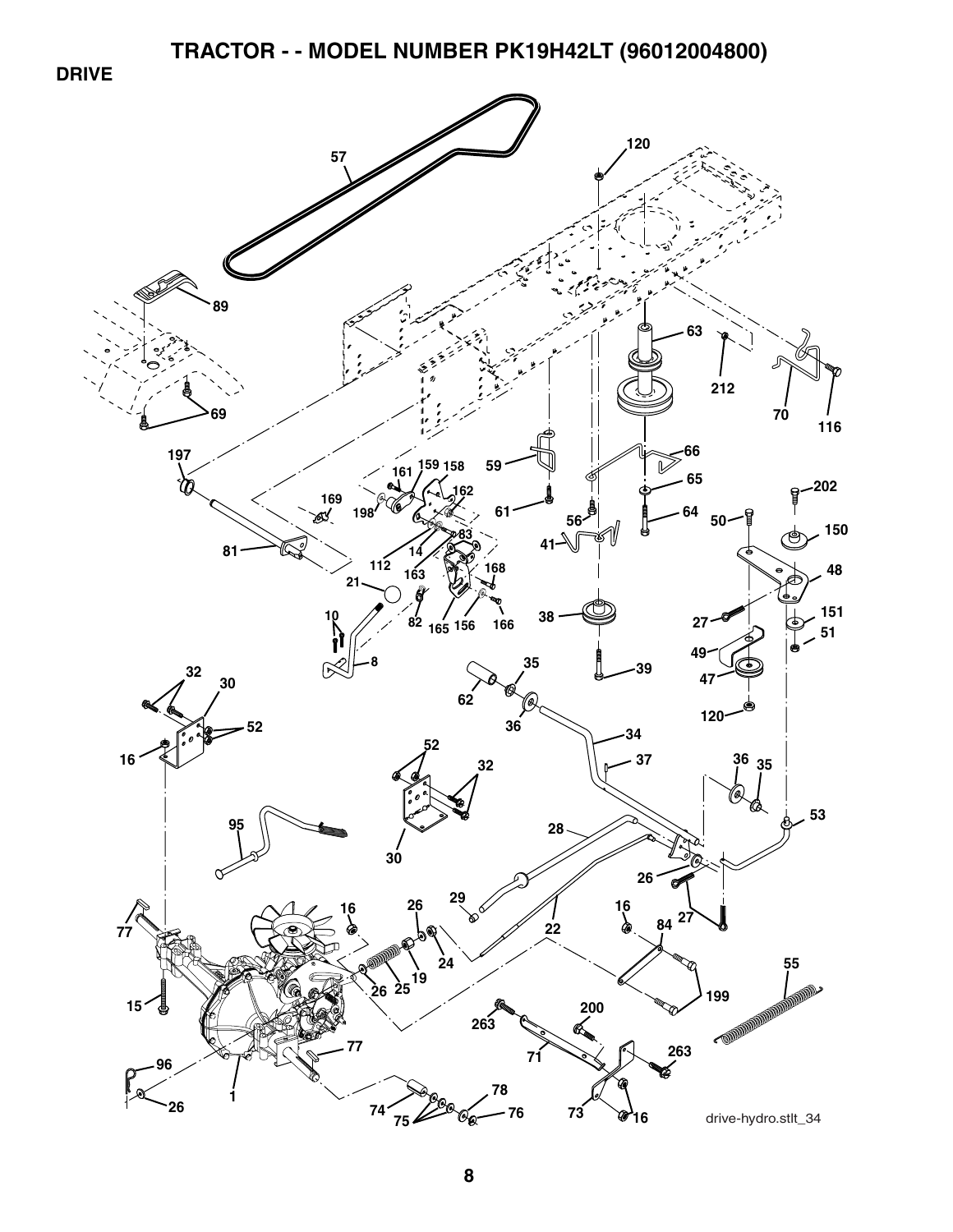# TRACTOR - - MODEL NUMBER PK19H42LT (96012004800)

## DRIVE

drive-hydro.stlt_34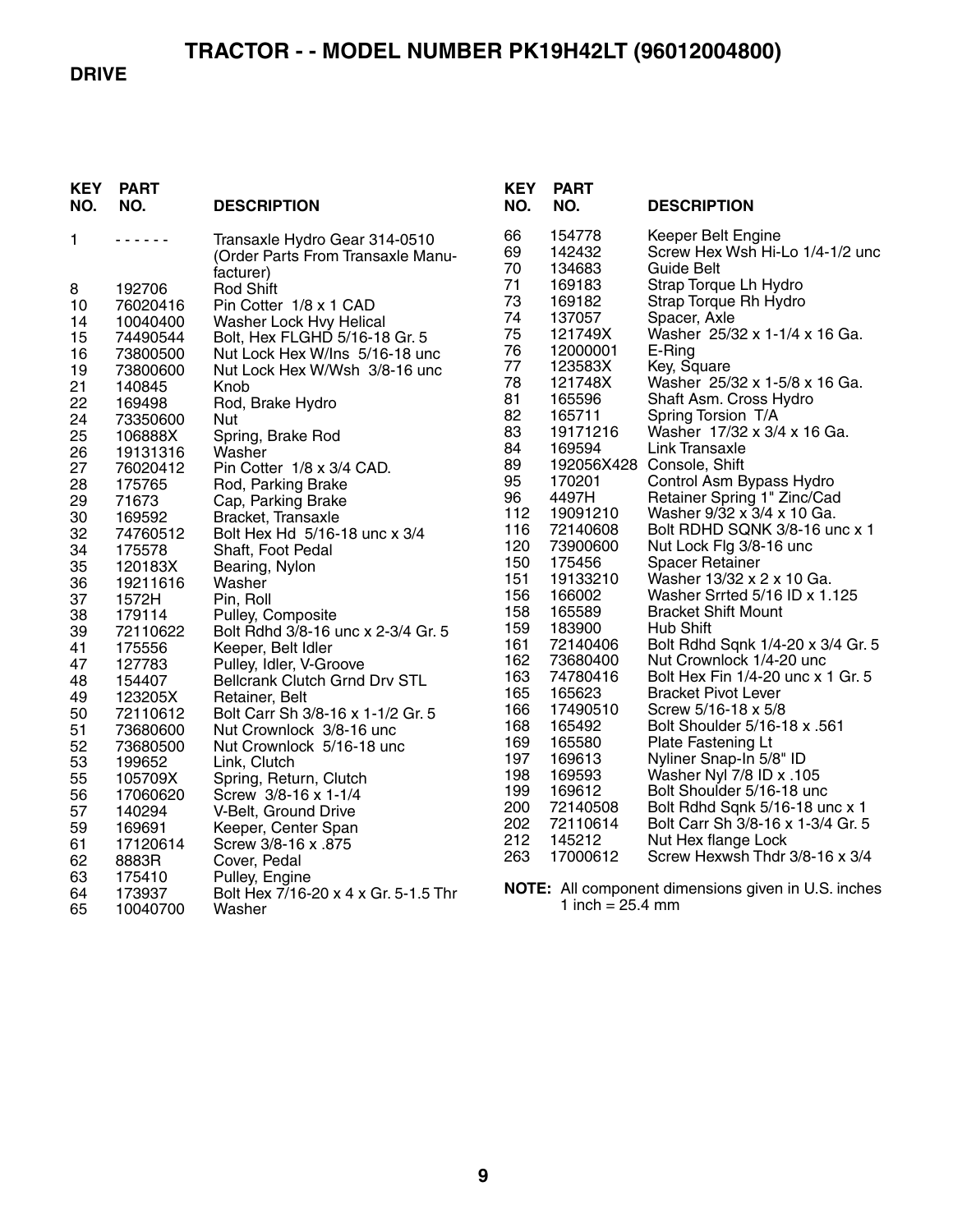# TRACTOR - - MODEL NUMBER PK19H42LT (96012004800)

## DRIVE

| KEY NO. | PART NO. | DESCRIPTION |
|---|---|---|
| 1 | - - - - - - | Transaxle Hydro Gear 314-0510 (Order Parts From Transaxle Manufacturer) |
| 8 | 192706 | Rod Shift |
| 10 | 76020416 | Pin Cotter 1/8 x 1 CAD |
| 14 | 10040400 | Washer Lock Hvy Helical |
| 15 | 74490544 | Bolt, Hex FLGHD 5/16-18 Gr. 5 |
| 16 | 73800500 | Nut Lock Hex W/Ins 5/16-18 unc |
| 19 | 73800600 | Nut Lock Hex W/Wsh 3/8-16 unc |
| 21 | 140845 | Knob |
| 22 | 169498 | Rod, Brake Hydro |
| 24 | 73350600 | Nut |
| 25 | 106888X | Spring, Brake Rod |
| 26 | 19131316 | Washer |
| 27 | 76020412 | Pin Cotter 1/8 x 3/4 CAD. |
| 28 | 175765 | Rod, Parking Brake |
| 29 | 71673 | Cap, Parking Brake |
| 30 | 169592 | Bracket, Transaxle |
| 32 | 74760512 | Bolt Hex Hd 5/16-18 unc x 3/4 |
| 34 | 175578 | Shaft, Foot Pedal |
| 35 | 120183X | Bearing, Nylon |
| 36 | 19211616 | Washer |
| 37 | 1572H | Pin, Roll |
| 38 | 179114 | Pulley, Composite |
| 39 | 72110622 | Bolt Rdhd 3/8-16 unc x 2-3/4 Gr. 5 |
| 41 | 175556 | Keeper, Belt Idler |
| 47 | 127783 | Pulley, Idler, V-Groove |
| 48 | 154407 | Bellcrank Clutch Grnd Drv STL |
| 49 | 123205X | Retainer, Belt |
| 50 | 72110612 | Bolt Carr Sh 3/8-16 x 1-1/2 Gr. 5 |
| 51 | 73680600 | Nut Crownlock 3/8-16 unc |
| 52 | 73680500 | Nut Crownlock 5/16-18 unc |
| 53 | 199652 | Link, Clutch |
| 55 | 105709X | Spring, Return, Clutch |
| 56 | 17060620 | Screw 3/8-16 x 1-1/4 |
| 57 | 140294 | V-Belt, Ground Drive |
| 59 | 169691 | Keeper, Center Span |
| 61 | 17120614 | Screw 3/8-16 x .875 |
| 62 | 8883R | Cover, Pedal |
| 63 | 175410 | Pulley, Engine |
| 64 | 173937 | Bolt Hex 7/16-20 x 4 x Gr. 5-1.5 Thr |
| 65 | 10040700 | Washer |
| 66 | 154778 | Keeper Belt Engine |
| 69 | 142432 | Screw Hex Wsh Hi-Lo 1/4-1/2 unc |
| 70 | 134683 | Guide Belt |
| 71 | 169183 | Strap Torque Lh Hydro |
| 73 | 169182 | Strap Torque Rh Hydro |
| 74 | 137057 | Spacer, Axle |
| 75 | 121749X | Washer 25/32 x 1-1/4 x 16 Ga. |
| 76 | 12000001 | E-Ring |
| 77 | 123583X | Key, Square |
| 78 | 121748X | Washer 25/32 x 1-5/8 x 16 Ga. |
| 81 | 165596 | Shaft Asm. Cross Hydro |
| 82 | 165711 | Spring Torsion T/A |
| 83 | 19171216 | Washer 17/32 x 3/4 x 16 Ga. |
| 84 | 169594 | Link Transaxle |
| 89 | 192056X428 | Console, Shift |
| 95 | 170201 | Control Asm Bypass Hydro |
| 96 | 4497H | Retainer Spring 1" Zinc/Cad |
| 112 | 19091210 | Washer 9/32 x 3/4 x 10 Ga. |
| 116 | 72140608 | Bolt RDHD SQNK 3/8-16 unc x 1 |
| 120 | 73900600 | Nut Lock Flg 3/8-16 unc |
| 150 | 175456 | Spacer Retainer |
| 151 | 19133210 | Washer 13/32 x 2 x 10 Ga. |
| 156 | 166002 | Washer Srrted 5/16 ID x 1.125 |
| 158 | 165589 | Bracket Shift Mount |
| 159 | 183900 | Hub Shift |
| 161 | 72140406 | Bolt Rdhd Sqnk 1/4-20 x 3/4 Gr. 5 |
| 162 | 73680400 | Nut Crownlock 1/4-20 unc |
| 163 | 74780416 | Bolt Hex Fin 1/4-20 unc x 1 Gr. 5 |
| 165 | 165623 | Bracket Pivot Lever |
| 166 | 17490510 | Screw 5/16-18 x 5/8 |
| 168 | 165492 | Bolt Shoulder 5/16-18 x .561 |
| 169 | 165580 | Plate Fastening Lt |
| 197 | 169613 | Nyliner Snap-In 5/8" ID |
| 198 | 169593 | Washer Nyl 7/8 ID x .105 |
| 199 | 169612 | Bolt Shoulder 5/16-18 unc |
| 200 | 72140508 | Bolt Rdhd Sqnk 5/16-18 unc x 1 |
| 202 | 72110614 | Bolt Carr Sh 3/8-16 x 1-3/4 Gr. 5 |
| 212 | 145212 | Nut Hex flange Lock |
| 263 | 17000612 | Screw Hexwsh Thdr 3/8-16 x 3/4 |

**NOTE:** All component dimensions given in U.S. inches
1 inch = 25.4 mm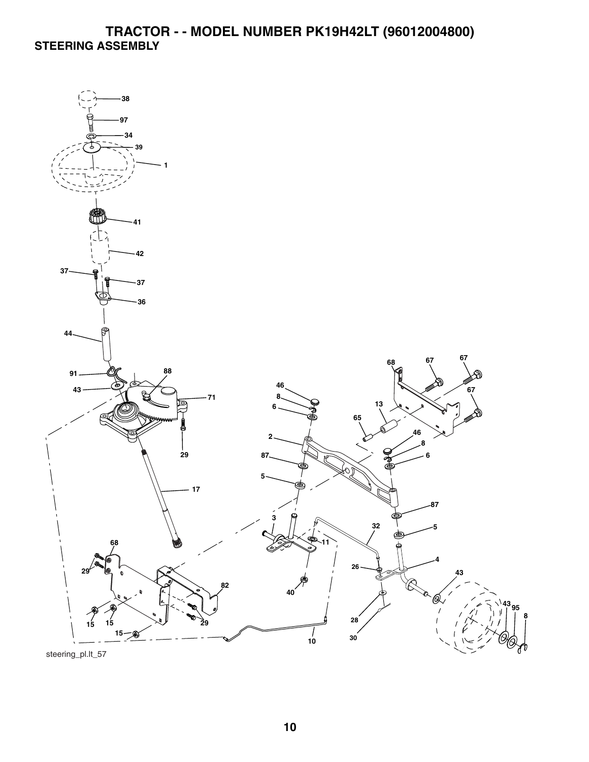# TRACTOR - - MODEL NUMBER PK19H42LT (96012004800)

## STEERING ASSEMBLY

38
97
34
39
1
41
42
37
37
36
44
91
88
43
71
29
17
68
29
82
15
15
29
15
10
46
8
6
2
87
5
3
11
40
32
68
67
67
67
13
65
46
8
6
87
5
4
26
28
30
43
43
95
8

steering_pl.lt_57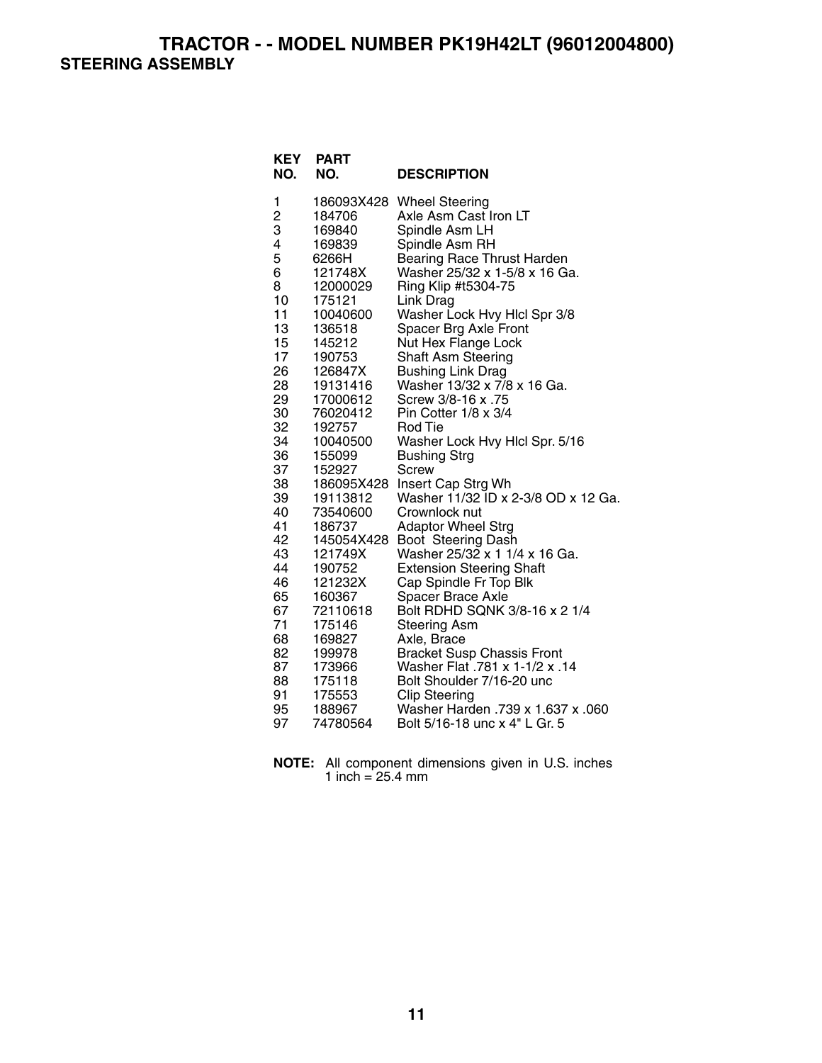# TRACTOR - - MODEL NUMBER PK19H42LT (96012004800)

## STEERING ASSEMBLY

| KEY NO. | PART NO. | DESCRIPTION |
|---|---|---|
| 1 | 186093X428 | Wheel Steering |
| 2 | 184706 | Axle Asm Cast Iron LT |
| 3 | 169840 | Spindle Asm LH |
| 4 | 169839 | Spindle Asm RH |
| 5 | 6266H | Bearing Race Thrust Harden |
| 6 | 121748X | Washer 25/32 x 1-5/8 x 16 Ga. |
| 8 | 12000029 | Ring Klip #t5304-75 |
| 10 | 175121 | Link Drag |
| 11 | 10040600 | Washer Lock Hvy Hlcl Spr 3/8 |
| 13 | 136518 | Spacer Brg Axle Front |
| 15 | 145212 | Nut Hex Flange Lock |
| 17 | 190753 | Shaft Asm Steering |
| 26 | 126847X | Bushing Link Drag |
| 28 | 19131416 | Washer 13/32 x 7/8 x 16 Ga. |
| 29 | 17000612 | Screw 3/8-16 x .75 |
| 30 | 76020412 | Pin Cotter 1/8 x 3/4 |
| 32 | 192757 | Rod Tie |
| 34 | 10040500 | Washer Lock Hvy Hlcl Spr. 5/16 |
| 36 | 155099 | Bushing Strg |
| 37 | 152927 | Screw |
| 38 | 186095X428 | Insert Cap Strg Wh |
| 39 | 19113812 | Washer 11/32 ID x 2-3/8 OD x 12 Ga. |
| 40 | 73540600 | Crownlock nut |
| 41 | 186737 | Adaptor Wheel Strg |
| 42 | 145054X428 | Boot Steering Dash |
| 43 | 121749X | Washer 25/32 x 1 1/4 x 16 Ga. |
| 44 | 190752 | Extension Steering Shaft |
| 46 | 121232X | Cap Spindle Fr Top Blk |
| 65 | 160367 | Spacer Brace Axle |
| 67 | 72110618 | Bolt RDHD SQNK 3/8-16 x 2 1/4 |
| 71 | 175146 | Steering Asm |
| 68 | 169827 | Axle, Brace |
| 82 | 199978 | Bracket Susp Chassis Front |
| 87 | 173966 | Washer Flat .781 x 1-1/2 x .14 |
| 88 | 175118 | Bolt Shoulder 7/16-20 unc |
| 91 | 175553 | Clip Steering |
| 95 | 188967 | Washer Harden .739 x 1.637 x .060 |
| 97 | 74780564 | Bolt 5/16-18 unc x 4" L Gr. 5 |

**NOTE:** All component dimensions given in U.S. inches
1 inch = 25.4 mm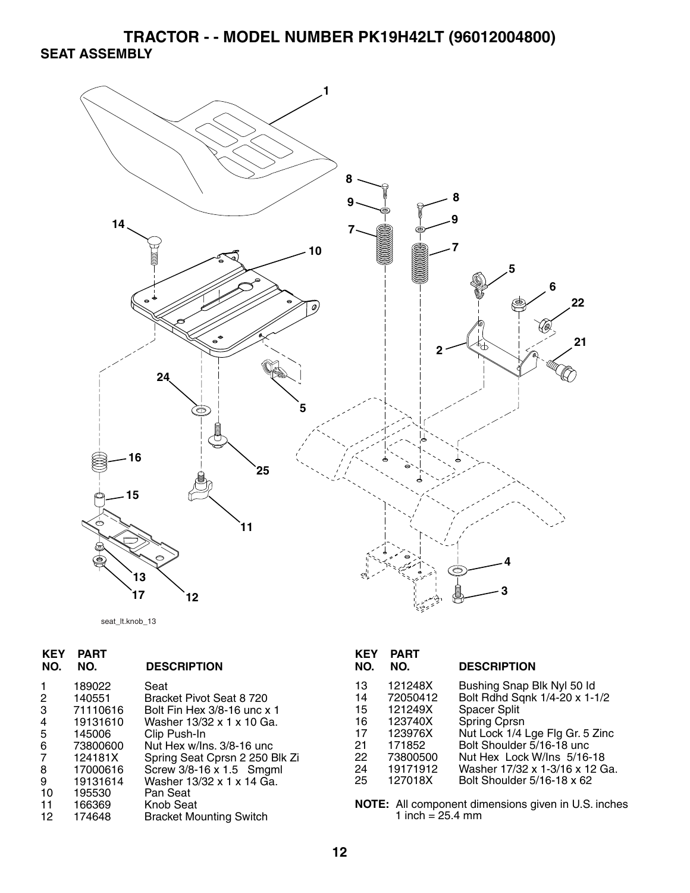# TRACTOR - - MODEL NUMBER PK19H42LT (96012004800)

## SEAT ASSEMBLY

seat_lt.knob_13

| KEY NO. | PART NO. | DESCRIPTION |
|---|---|---|
| 1 | 189022 | Seat |
| 2 | 140551 | Bracket Pivot Seat 8 720 |
| 3 | 71110616 | Bolt Fin Hex 3/8-16 unc x 1 |
| 4 | 19131610 | Washer 13/32 x 1 x 10 Ga. |
| 5 | 145006 | Clip Push-In |
| 6 | 73800600 | Nut Hex w/Ins. 3/8-16 unc |
| 7 | 124181X | Spring Seat Cprsn 2 250 Blk Zi |
| 8 | 17000616 | Screw 3/8-16 x 1.5 Smgml |
| 9 | 19131614 | Washer 13/32 x 1 x 14 Ga. |
| 10 | 195530 | Pan Seat |
| 11 | 166369 | Knob Seat |
| 12 | 174648 | Bracket Mounting Switch |
| 13 | 121248X | Bushing Snap Blk Nyl 50 Id |
| 14 | 72050412 | Bolt Rdhd Sqnk 1/4-20 x 1-1/2 |
| 15 | 121249X | Spacer Split |
| 16 | 123740X | Spring Cprsn |
| 17 | 123976X | Nut Lock 1/4 Lge Flg Gr. 5 Zinc |
| 21 | 171852 | Bolt Shoulder 5/16-18 unc |
| 22 | 73800500 | Nut Hex Lock W/Ins 5/16-18 |
| 24 | 19171912 | Washer 17/32 x 1-3/16 x 12 Ga. |
| 25 | 127018X | Bolt Shoulder 5/16-18 x 62 |

**NOTE:** All component dimensions given in U.S. inches
1 inch = 25.4 mm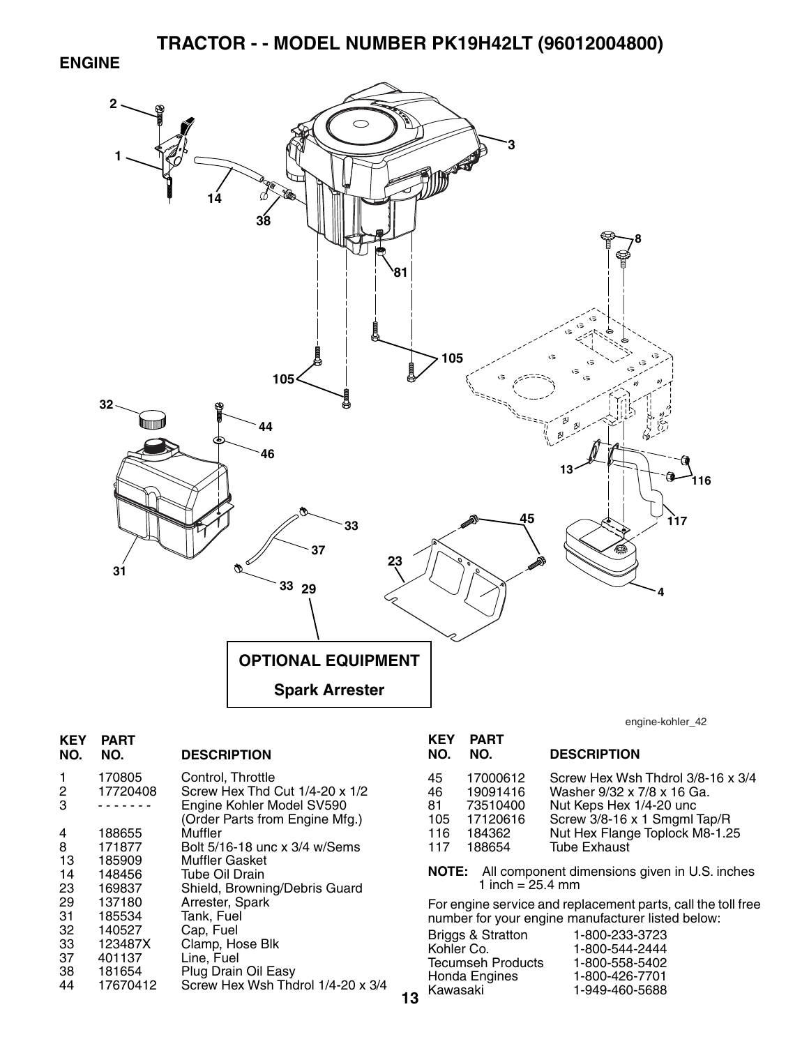# TRACTOR - - MODEL NUMBER PK19H42LT (96012004800)

## ENGINE

OPTIONAL EQUIPMENT

Spark Arrester

engine-kohler_42

| KEY NO. | PART NO. | DESCRIPTION |
|---|---|---|
| 1 | 170805 | Control, Throttle |
| 2 | 17720408 | Screw Hex Thd Cut 1/4-20 x 1/2 |
| 3 | - - - - - - - | Engine Kohler Model SV590 (Order Parts from Engine Mfg.) |
| 4 | 188655 | Muffler |
| 8 | 171877 | Bolt 5/16-18 unc x 3/4 w/Sems |
| 13 | 185909 | Muffler Gasket |
| 14 | 148456 | Tube Oil Drain |
| 23 | 169837 | Shield, Browning/Debris Guard |
| 29 | 137180 | Arrester, Spark |
| 31 | 185534 | Tank, Fuel |
| 32 | 140527 | Cap, Fuel |
| 33 | 123487X | Clamp, Hose Blk |
| 37 | 401137 | Line, Fuel |
| 38 | 181654 | Plug Drain Oil Easy |
| 44 | 17670412 | Screw Hex Wsh Thdrol 1/4-20 x 3/4 |
| 45 | 17000612 | Screw Hex Wsh Thdrol 3/8-16 x 3/4 |
| 46 | 19091416 | Washer 9/32 x 7/8 x 16 Ga. |
| 81 | 73510400 | Nut Keps Hex 1/4-20 unc |
| 105 | 17120616 | Screw 3/8-16 x 1 Smgml Tap/R |
| 116 | 184362 | Nut Hex Flange Toplock M8-1.25 |
| 117 | 188654 | Tube Exhaust |

**NOTE:** All component dimensions given in U.S. inches
1 inch = 25.4 mm

For engine service and replacement parts, call the toll free number for your engine manufacturer listed below:

| | |
|---|---|
| Briggs & Stratton | 1-800-233-3723 |
| Kohler Co. | 1-800-544-2444 |
| Tecumseh Products | 1-800-558-5402 |
| Honda Engines | 1-800-426-7701 |
| Kawasaki | 1-949-460-5688 |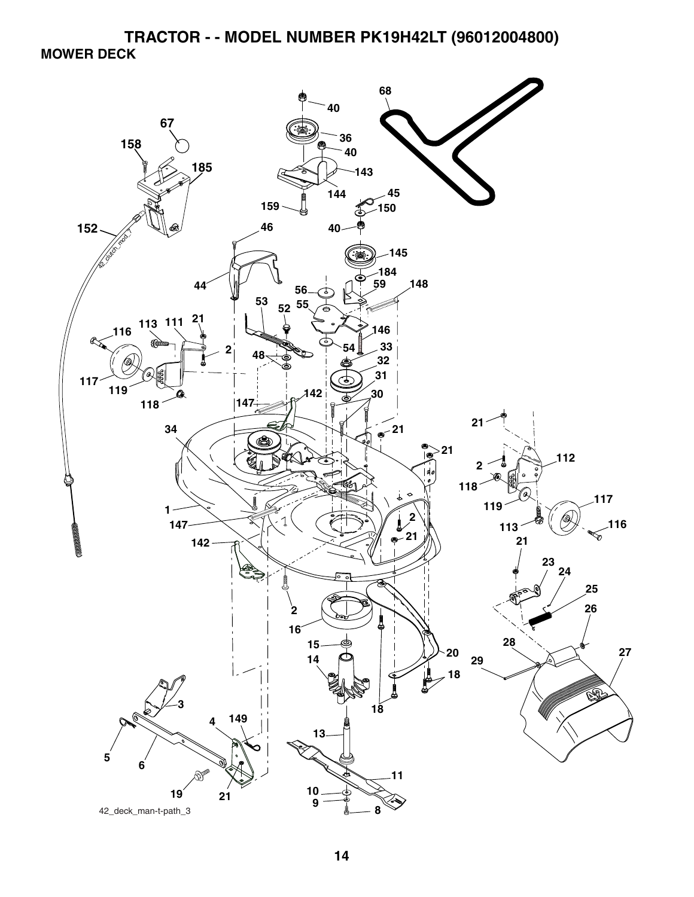# TRACTOR - - MODEL NUMBER PK19H42LT (96012004800)

## MOWER DECK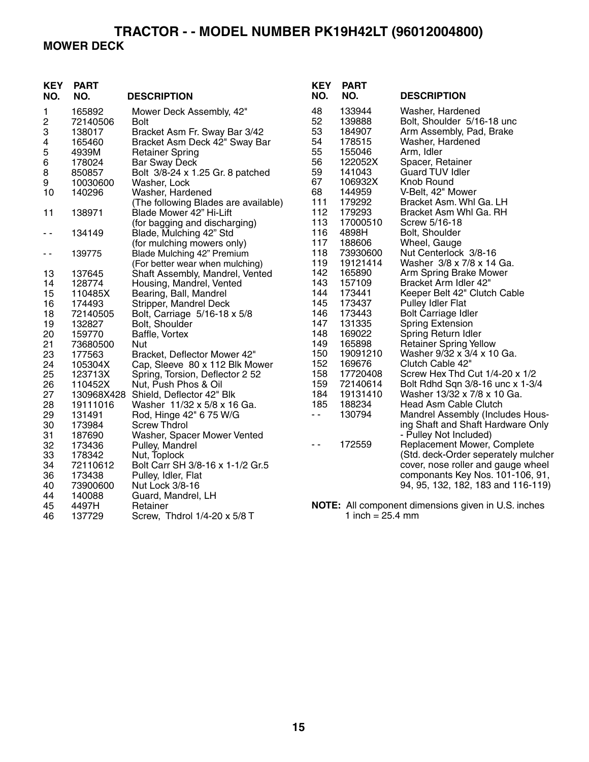# TRACTOR - - MODEL NUMBER PK19H42LT (96012004800)

## MOWER DECK

| KEY NO. | PART NO. | DESCRIPTION |
|---|---|---|
| 1 | 165892 | Mower Deck Assembly, 42" |
| 2 | 72140506 | Bolt |
| 3 | 138017 | Bracket Asm Fr. Sway Bar 3/42 |
| 4 | 165460 | Bracket Asm Deck 42" Sway Bar |
| 5 | 4939M | Retainer Spring |
| 6 | 178024 | Bar Sway Deck |
| 8 | 850857 | Bolt 3/8-24 x 1.25 Gr. 8 patched |
| 9 | 10030600 | Washer, Lock |
| 10 | 140296 | Washer, Hardened |
| | | (The following Blades are available) |
| 11 | 138971 | Blade Mower 42" Hi-Lift (for bagging and discharging) |
| - - | 134149 | Blade, Mulching 42" Std (for mulching mowers only) |
| - - | 139775 | Blade Mulching 42" Premium (For better wear when mulching) |
| 13 | 137645 | Shaft Assembly, Mandrel, Vented |
| 14 | 128774 | Housing, Mandrel, Vented |
| 15 | 110485X | Bearing, Ball, Mandrel |
| 16 | 174493 | Stripper, Mandrel Deck |
| 18 | 72140505 | Bolt, Carriage 5/16-18 x 5/8 |
| 19 | 132827 | Bolt, Shoulder |
| 20 | 159770 | Baffle, Vortex |
| 21 | 73680500 | Nut |
| 23 | 177563 | Bracket, Deflector Mower 42" |
| 24 | 105304X | Cap, Sleeve 80 x 112 Blk Mower |
| 25 | 123713X | Spring, Torsion, Deflector 2 52 |
| 26 | 110452X | Nut, Push Phos & Oil |
| 27 | 130968X428 | Shield, Deflector 42" Blk |
| 28 | 19111016 | Washer 11/32 x 5/8 x 16 Ga. |
| 29 | 131491 | Rod, Hinge 42" 6 75 W/G |
| 30 | 173984 | Screw Thdrol |
| 31 | 187690 | Washer, Spacer Mower Vented |
| 32 | 173436 | Pulley, Mandrel |
| 33 | 178342 | Nut, Toplock |
| 34 | 72110612 | Bolt Carr SH 3/8-16 x 1-1/2 Gr.5 |
| 36 | 173438 | Pulley, Idler, Flat |
| 40 | 73900600 | Nut Lock 3/8-16 |
| 44 | 140088 | Guard, Mandrel, LH |
| 45 | 4497H | Retainer |
| 46 | 137729 | Screw, Thdrol 1/4-20 x 5/8 T |
| 48 | 133944 | Washer, Hardened |
| 52 | 139888 | Bolt, Shoulder 5/16-18 unc |
| 53 | 184907 | Arm Assembly, Pad, Brake |
| 54 | 178515 | Washer, Hardened |
| 55 | 155046 | Arm, Idler |
| 56 | 122052X | Spacer, Retainer |
| 59 | 141043 | Guard TUV Idler |
| 67 | 106932X | Knob Round |
| 68 | 144959 | V-Belt, 42" Mower |
| 111 | 179292 | Bracket Asm. Whl Ga. LH |
| 112 | 179293 | Bracket Asm Whl Ga. RH |
| 113 | 17000510 | Screw 5/16-18 |
| 116 | 4898H | Bolt, Shoulder |
| 117 | 188606 | Wheel, Gauge |
| 118 | 73930600 | Nut Centerlock 3/8-16 |
| 119 | 19121414 | Washer 3/8 x 7/8 x 14 Ga. |
| 142 | 165890 | Arm Spring Brake Mower |
| 143 | 157109 | Bracket Arm Idler 42" |
| 144 | 173441 | Keeper Belt 42" Clutch Cable |
| 145 | 173437 | Pulley Idler Flat |
| 146 | 173443 | Bolt Carriage Idler |
| 147 | 131335 | Spring Extension |
| 148 | 169022 | Spring Return Idler |
| 149 | 165898 | Retainer Spring Yellow |
| 150 | 19091210 | Washer 9/32 x 3/4 x 10 Ga. |
| 152 | 169676 | Clutch Cable 42" |
| 158 | 17720408 | Screw Hex Thd Cut 1/4-20 x 1/2 |
| 159 | 72140614 | Bolt Rdhd Sqn 3/8-16 unc x 1-3/4 |
| 184 | 19131410 | Washer 13/32 x 7/8 x 10 Ga. |
| 185 | 188234 | Head Asm Cable Clutch |
| - - | 130794 | Mandrel Assembly (Includes Housing Shaft and Shaft Hardware Only - Pulley Not Included) |
| - - | 172559 | Replacement Mower, Complete (Std. deck-Order seperately mulcher cover, nose roller and gauge wheel componants Key Nos. 101-106, 91, 94, 95, 132, 182, 183 and 116-119) |

**NOTE:** All component dimensions given in U.S. inches
1 inch = 25.4 mm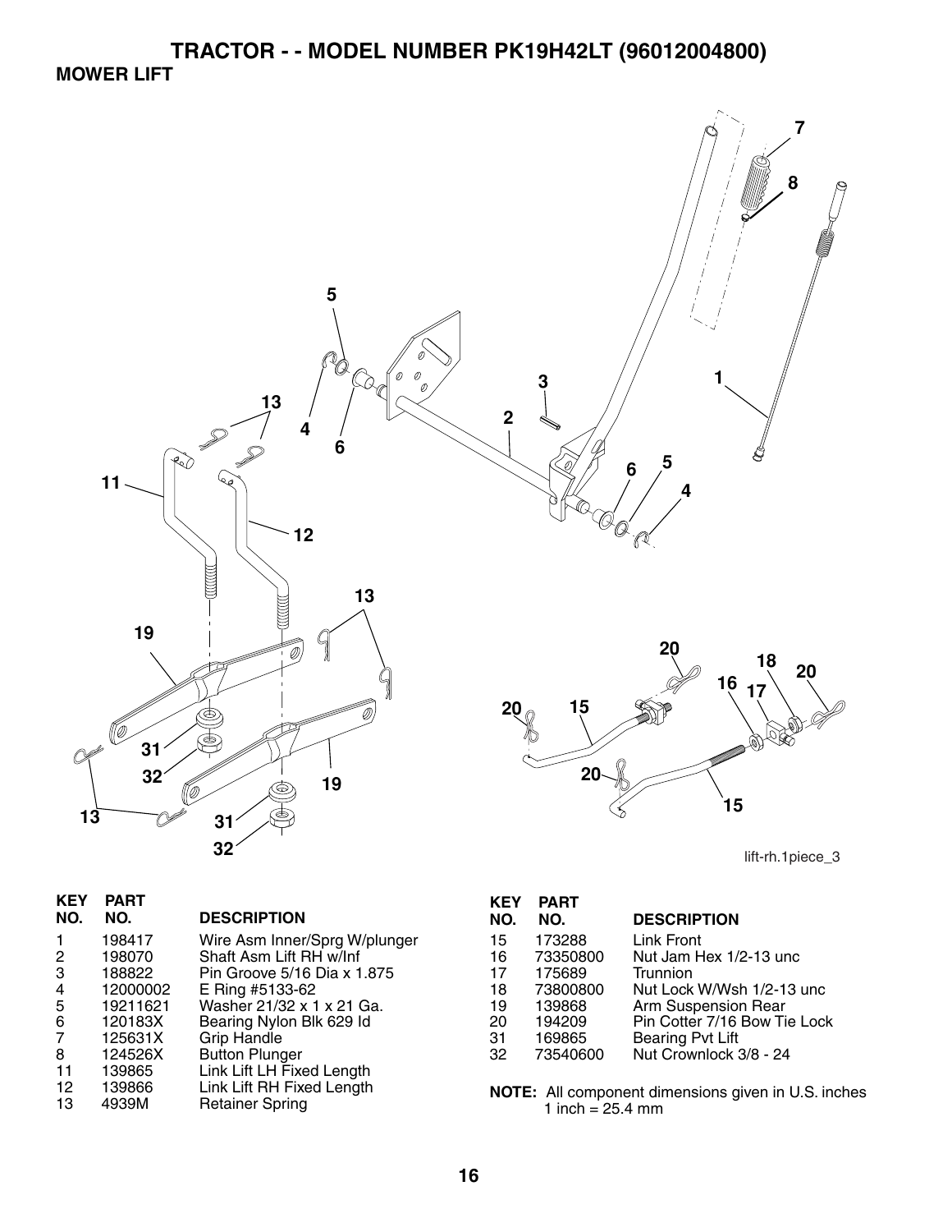# TRACTOR - - MODEL NUMBER PK19H42LT (96012004800)

## MOWER LIFT

lift-rh.1piece_3

| KEY NO. | PART NO. | DESCRIPTION |
|---|---|---|
| 1 | 198417 | Wire Asm Inner/Sprg W/plunger |
| 2 | 198070 | Shaft Asm Lift RH w/Inf |
| 3 | 188822 | Pin Groove 5/16 Dia x 1.875 |
| 4 | 12000002 | E Ring #5133-62 |
| 5 | 19211621 | Washer 21/32 x 1 x 21 Ga. |
| 6 | 120183X | Bearing Nylon Blk 629 Id |
| 7 | 125631X | Grip Handle |
| 8 | 124526X | Button Plunger |
| 11 | 139865 | Link Lift LH Fixed Length |
| 12 | 139866 | Link Lift RH Fixed Length |
| 13 | 4939M | Retainer Spring |
| 15 | 173288 | Link Front |
| 16 | 73350800 | Nut Jam Hex 1/2-13 unc |
| 17 | 175689 | Trunnion |
| 18 | 73800800 | Nut Lock W/Wsh 1/2-13 unc |
| 19 | 139868 | Arm Suspension Rear |
| 20 | 194209 | Pin Cotter 7/16 Bow Tie Lock |
| 31 | 169865 | Bearing Pvt Lift |
| 32 | 73540600 | Nut Crownlock 3/8 - 24 |

**NOTE:** All component dimensions given in U.S. inches
1 inch = 25.4 mm